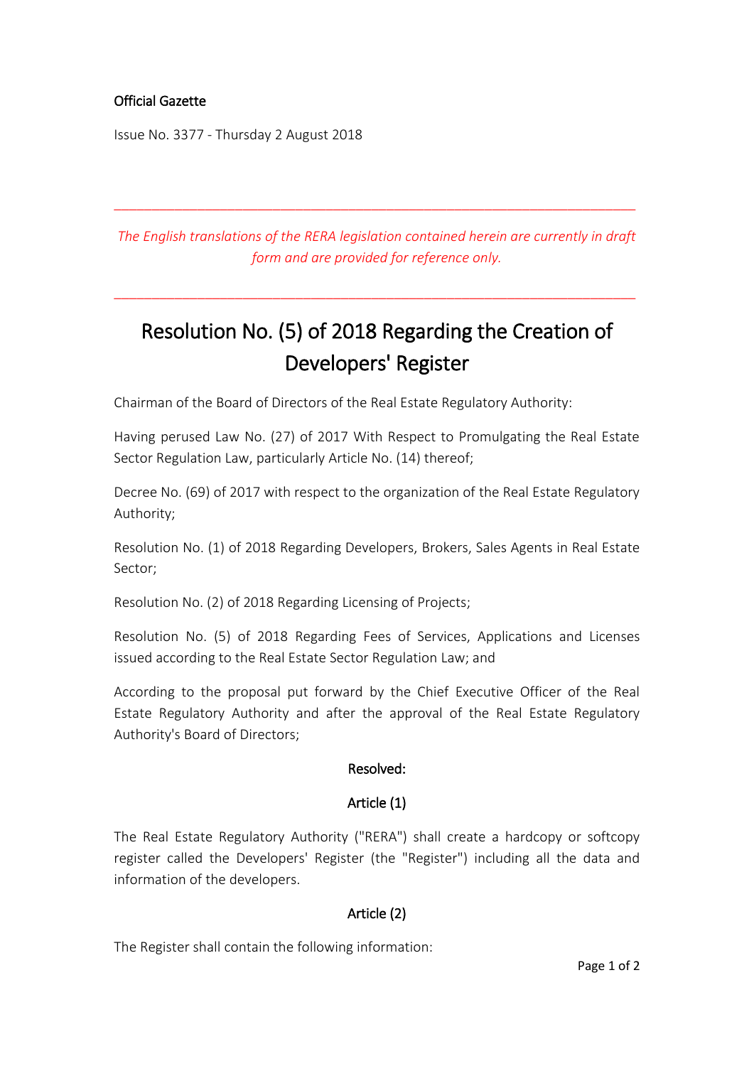Official Gazette

Issue No. 3377 - Thursday 2 August 2018

---

*The English translations of the RERA legislation contained herein are currently in draft form and are provided for reference only.*

---

# Resolution No. (5) of 2018 Regarding the Creation of Developers' Register

Chairman of the Board of Directors of the Real Estate Regulatory Authority:

Having perused Law No. (27) of 2017 With Respect to Promulgating the Real Estate Sector Regulation Law, particularly Article No. (14) thereof;

Decree No. (69) of 2017 with respect to the organization of the Real Estate Regulatory Authority;

Resolution No. (1) of 2018 Regarding Developers, Brokers, Sales Agents in Real Estate Sector;

Resolution No. (2) of 2018 Regarding Licensing of Projects;

Resolution No. (5) of 2018 Regarding Fees of Services, Applications and Licenses issued according to the Real Estate Sector Regulation Law; and

According to the proposal put forward by the Chief Executive Officer of the Real Estate Regulatory Authority and after the approval of the Real Estate Regulatory Authority's Board of Directors;

**Resolved:**

## Article (1)

The Real Estate Regulatory Authority ("RERA") shall create a hardcopy or softcopy register called the Developers' Register (the "Register") including all the data and information of the developers.

## Article (2)

The Register shall contain the following information: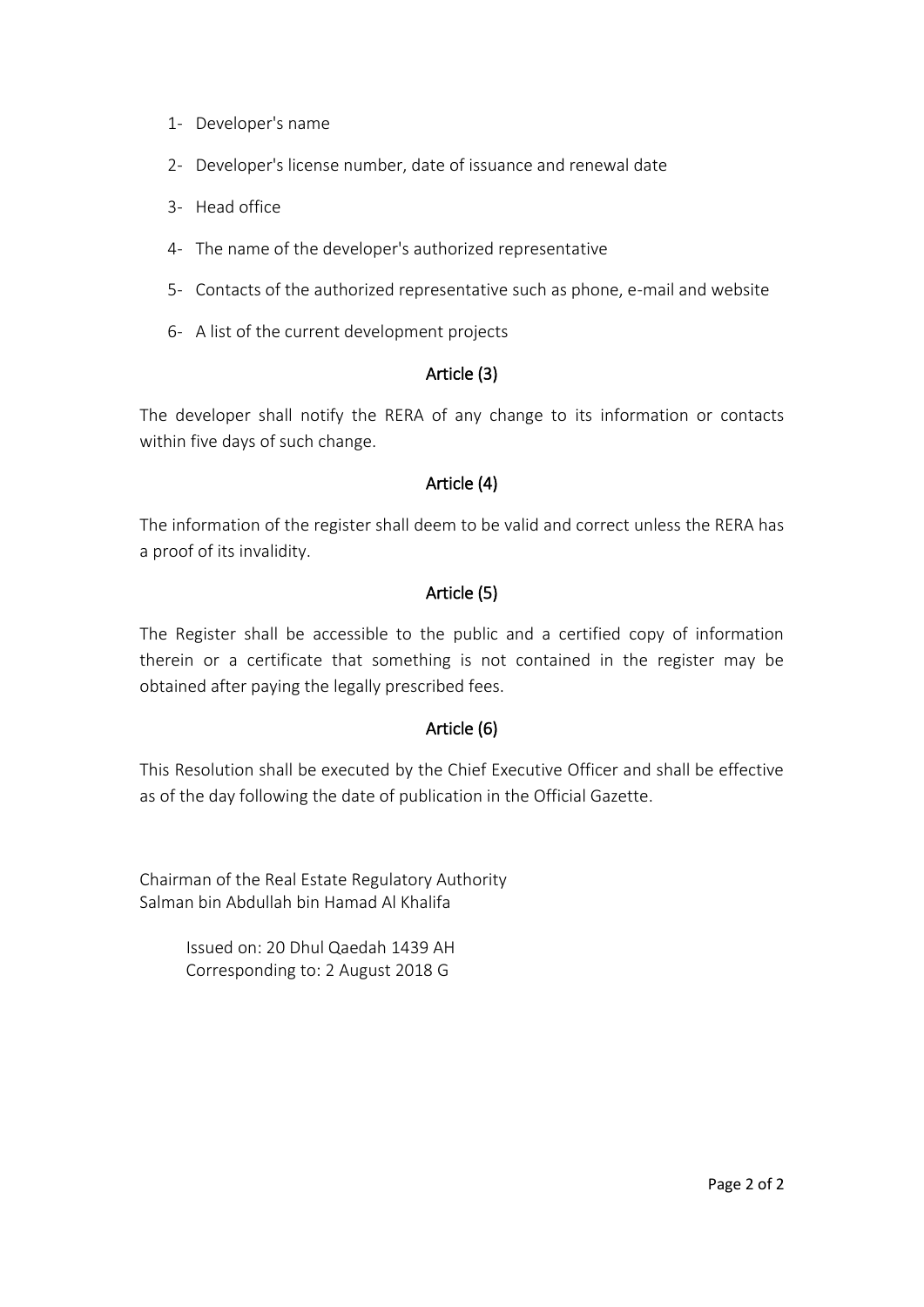1- Developer's name

2- Developer's license number, date of issuance and renewal date

3- Head office

4- The name of the developer's authorized representative

5- Contacts of the authorized representative such as phone, e-mail and website

6- A list of the current development projects

## Article (3)

The developer shall notify the RERA of any change to its information or contacts within five days of such change.

## Article (4)

The information of the register shall deem to be valid and correct unless the RERA has a proof of its invalidity.

## Article (5)

The Register shall be accessible to the public and a certified copy of information therein or a certificate that something is not contained in the register may be obtained after paying the legally prescribed fees.

## Article (6)

This Resolution shall be executed by the Chief Executive Officer and shall be effective as of the day following the date of publication in the Official Gazette.

Chairman of the Real Estate Regulatory Authority
Salman bin Abdullah bin Hamad Al Khalifa

Issued on: 20 Dhul Qaedah 1439 AH
Corresponding to: 2 August 2018 G